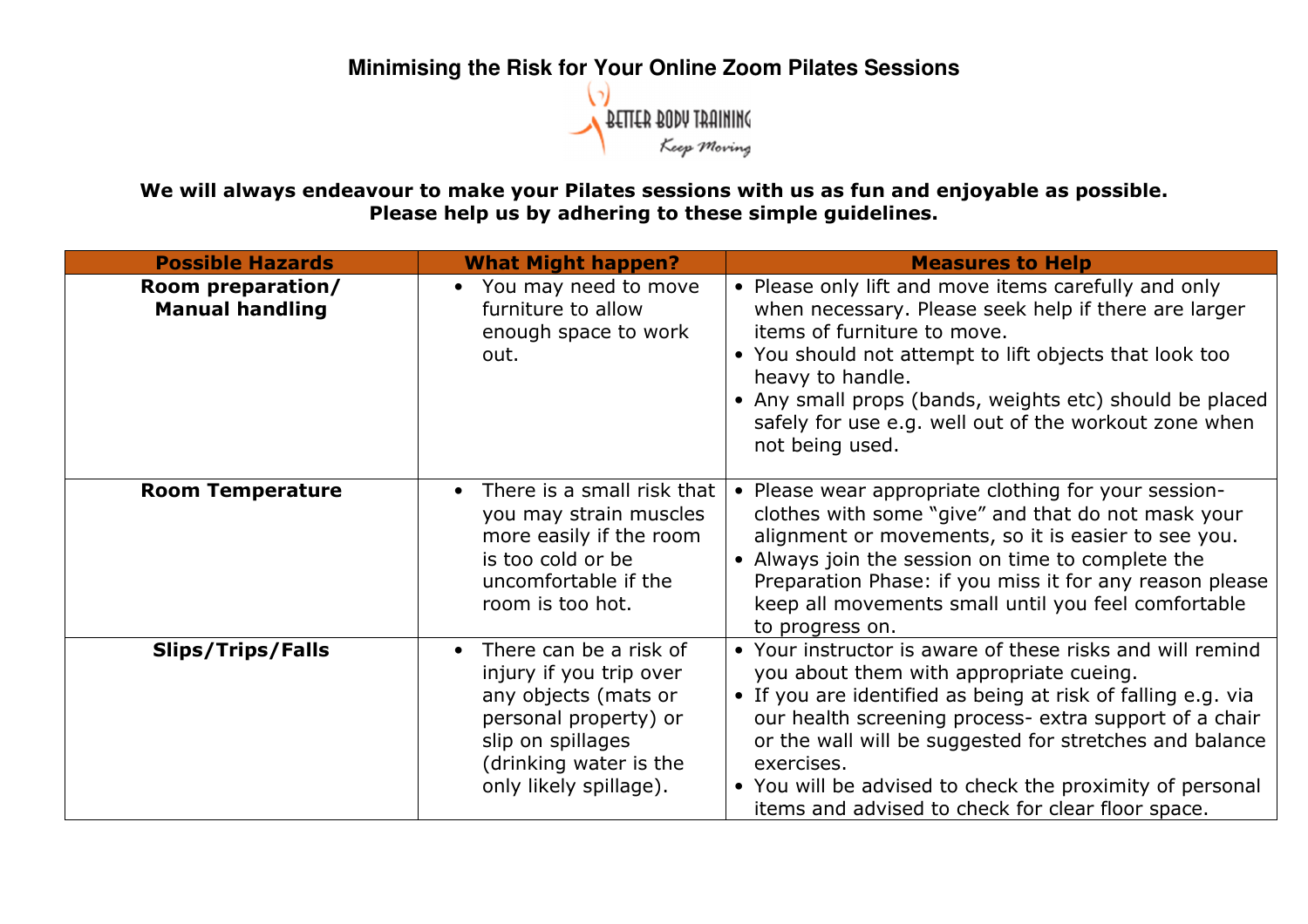# Minimising the Risk for Your Online Zoom Pilates Sessions

**We will always endeavour to make your Pilates sessions with us as fun and enjoyable as possible. Please help us by adhering to these simple guidelines.**

| Possible Hazards | What Might happen? | Measures to Help |
|---|---|---|
| **Room preparation/ Manual handling** | • You may need to move furniture to allow enough space to work out. | • Please only lift and move items carefully and only when necessary. Please seek help if there are larger items of furniture to move.<br>• You should not attempt to lift objects that look too heavy to handle.<br>• Any small props (bands, weights etc) should be placed safely for use e.g. well out of the workout zone when not being used. |
| **Room Temperature** | • There is a small risk that you may strain muscles more easily if the room is too cold or be uncomfortable if the room is too hot. | • Please wear appropriate clothing for your session- clothes with some "give" and that do not mask your alignment or movements, so it is easier to see you.<br>• Always join the session on time to complete the Preparation Phase: if you miss it for any reason please keep all movements small until you feel comfortable to progress on. |
| **Slips/Trips/Falls** | • There can be a risk of injury if you trip over any objects (mats or personal property) or slip on spillages (drinking water is the only likely spillage). | • Your instructor is aware of these risks and will remind you about them with appropriate cueing.<br>• If you are identified as being at risk of falling e.g. via our health screening process- extra support of a chair or the wall will be suggested for stretches and balance exercises.<br>• You will be advised to check the proximity of personal items and advised to check for clear floor space. |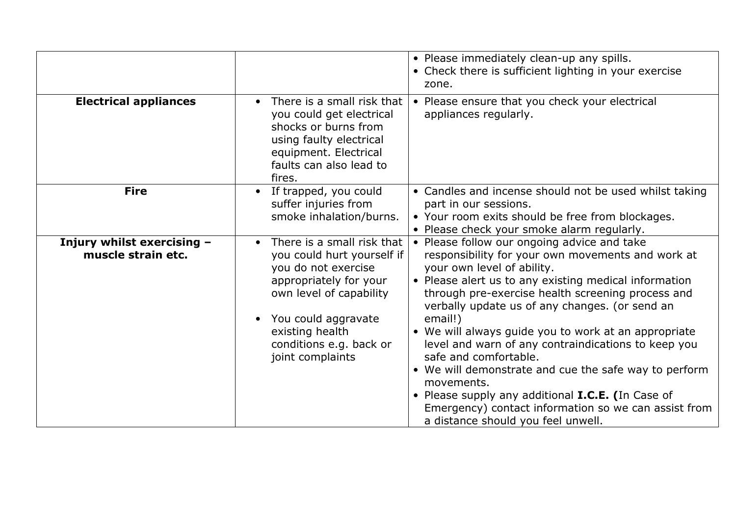| | | |
|---|---|---|
| | | • Please immediately clean-up any spills.<br>• Check there is sufficient lighting in your exercise zone. |
| **Electrical appliances** | • There is a small risk that you could get electrical shocks or burns from using faulty electrical equipment. Electrical faults can also lead to fires. | • Please ensure that you check your electrical appliances regularly. |
| **Fire** | • If trapped, you could suffer injuries from smoke inhalation/burns. | • Candles and incense should not be used whilst taking part in our sessions.<br>• Your room exits should be free from blockages.<br>• Please check your smoke alarm regularly. |
| **Injury whilst exercising – muscle strain etc.** | • There is a small risk that you could hurt yourself if you do not exercise appropriately for your own level of capability<br>• You could aggravate existing health conditions e.g. back or joint complaints | • Please follow our ongoing advice and take responsibility for your own movements and work at your own level of ability.<br>• Please alert us to any existing medical information through pre-exercise health screening process and verbally update us of any changes. (or send an email!)<br>• We will always guide you to work at an appropriate level and warn of any contraindications to keep you safe and comfortable.<br>• We will demonstrate and cue the safe way to perform movements.<br>• Please supply any additional **I.C.E. (**In Case of Emergency) contact information so we can assist from a distance should you feel unwell. |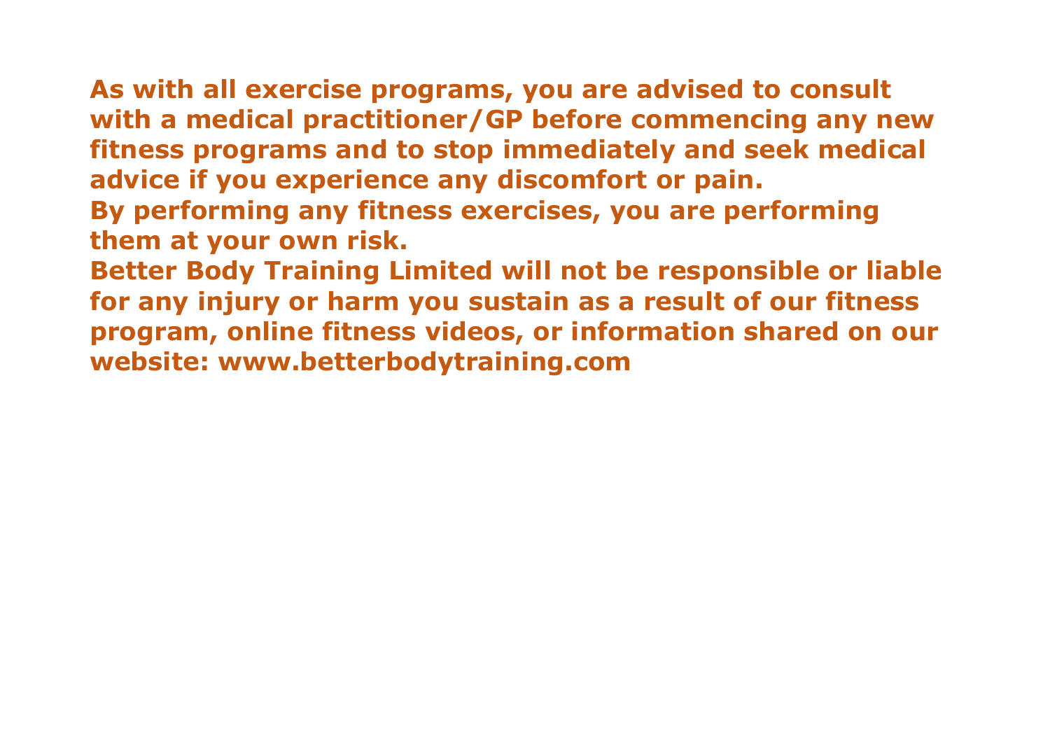**As with all exercise programs, you are advised to consult with a medical practitioner/GP before commencing any new fitness programs and to stop immediately and seek medical advice if you experience any discomfort or pain.**

**By performing any fitness exercises, you are performing them at your own risk.**

**Better Body Training Limited will not be responsible or liable for any injury or harm you sustain as a result of our fitness program, online fitness videos, or information shared on our website: www.betterbodytraining.com**